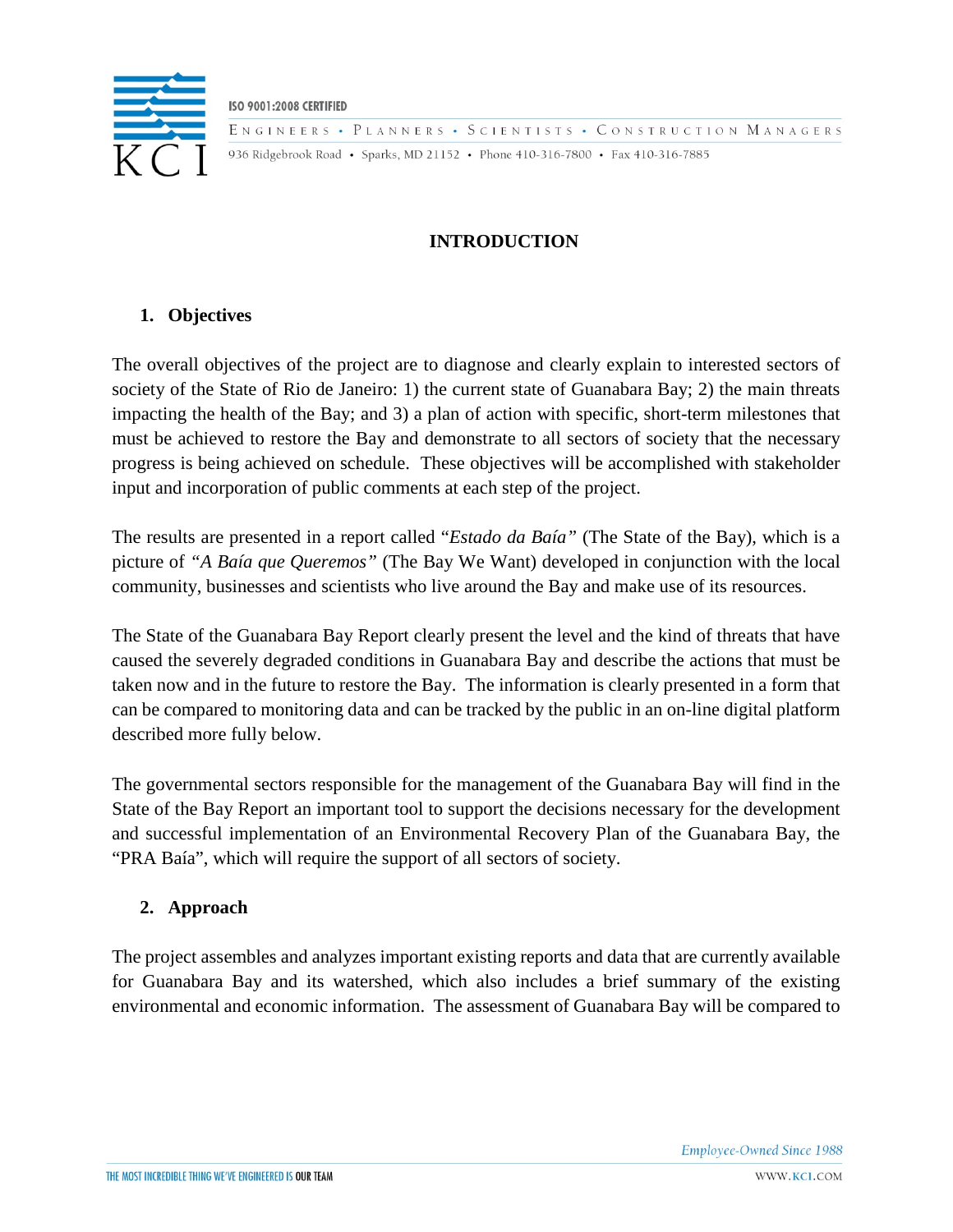# INTRODUCTION

## 1. Objectives

The overall objectives of the project are to diagnose and clearly explain to interested sectors of society of the State of Rio de Janeiro: 1) the current state of Guanabara Bay; 2) the main threats impacting the health of the Bay; and 3) a plan of action with specific, short-term milestones that must be achieved to restore the Bay and demonstrate to all sectors of society that the necessary progress is being achieved on schedule. These objectives will be accomplished with stakeholder input and incorporation of public comments at each step of the project.

The results are presented in a report called "*Estado da Baía*" (The State of the Bay), which is a picture of *"A Baía que Queremos"* (The Bay We Want) developed in conjunction with the local community, businesses and scientists who live around the Bay and make use of its resources.

The State of the Guanabara Bay Report clearly present the level and the kind of threats that have caused the severely degraded conditions in Guanabara Bay and describe the actions that must be taken now and in the future to restore the Bay. The information is clearly presented in a form that can be compared to monitoring data and can be tracked by the public in an on-line digital platform described more fully below.

The governmental sectors responsible for the management of the Guanabara Bay will find in the State of the Bay Report an important tool to support the decisions necessary for the development and successful implementation of an Environmental Recovery Plan of the Guanabara Bay, the "PRA Baía", which will require the support of all sectors of society.

## 2. Approach

The project assembles and analyzes important existing reports and data that are currently available for Guanabara Bay and its watershed, which also includes a brief summary of the existing environmental and economic information. The assessment of Guanabara Bay will be compared to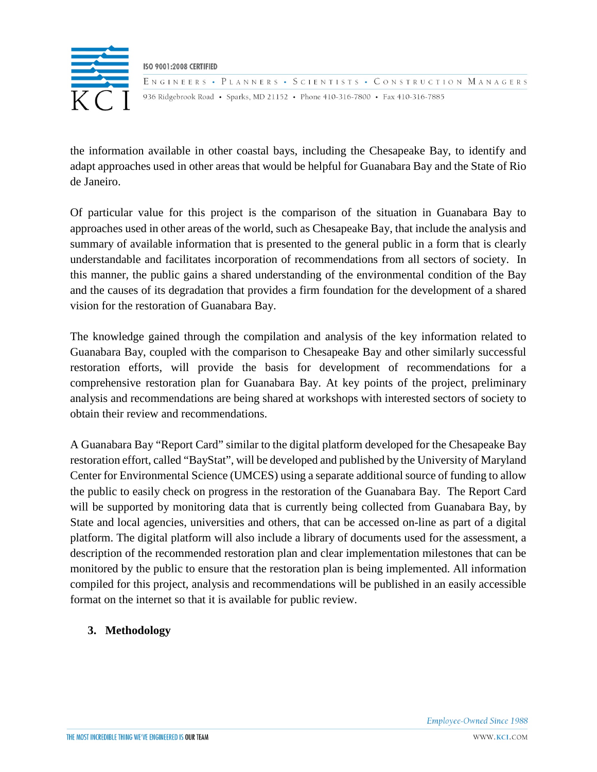the information available in other coastal bays, including the Chesapeake Bay, to identify and adapt approaches used in other areas that would be helpful for Guanabara Bay and the State of Rio de Janeiro.

Of particular value for this project is the comparison of the situation in Guanabara Bay to approaches used in other areas of the world, such as Chesapeake Bay, that include the analysis and summary of available information that is presented to the general public in a form that is clearly understandable and facilitates incorporation of recommendations from all sectors of society. In this manner, the public gains a shared understanding of the environmental condition of the Bay and the causes of its degradation that provides a firm foundation for the development of a shared vision for the restoration of Guanabara Bay.

The knowledge gained through the compilation and analysis of the key information related to Guanabara Bay, coupled with the comparison to Chesapeake Bay and other similarly successful restoration efforts, will provide the basis for development of recommendations for a comprehensive restoration plan for Guanabara Bay. At key points of the project, preliminary analysis and recommendations are being shared at workshops with interested sectors of society to obtain their review and recommendations.

A Guanabara Bay "Report Card" similar to the digital platform developed for the Chesapeake Bay restoration effort, called "BayStat", will be developed and published by the University of Maryland Center for Environmental Science (UMCES) using a separate additional source of funding to allow the public to easily check on progress in the restoration of the Guanabara Bay. The Report Card will be supported by monitoring data that is currently being collected from Guanabara Bay, by State and local agencies, universities and others, that can be accessed on-line as part of a digital platform. The digital platform will also include a library of documents used for the assessment, a description of the recommended restoration plan and clear implementation milestones that can be monitored by the public to ensure that the restoration plan is being implemented. All information compiled for this project, analysis and recommendations will be published in an easily accessible format on the internet so that it is available for public review.

## 3. Methodology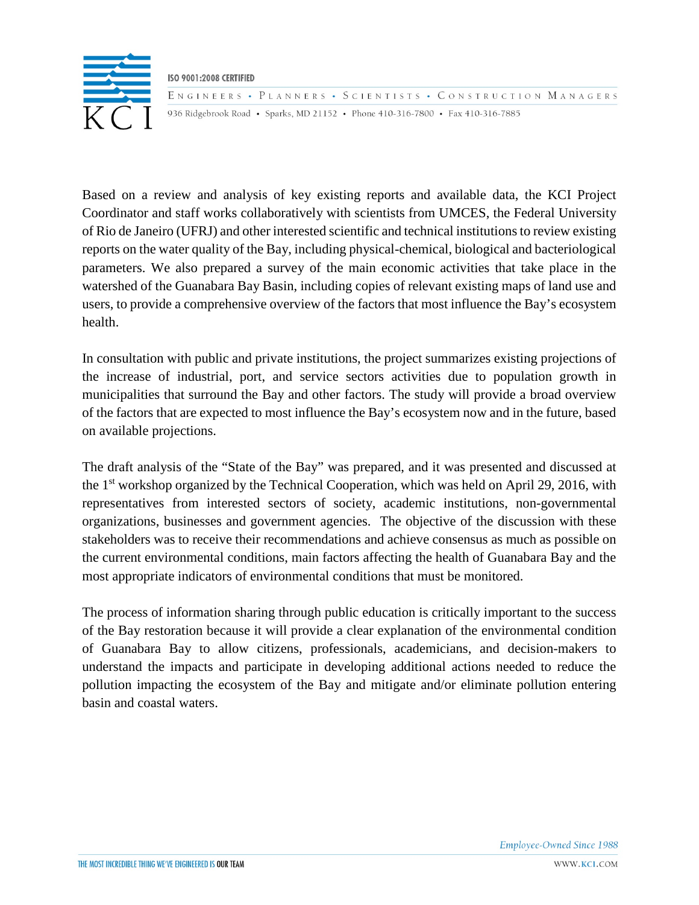Based on a review and analysis of key existing reports and available data, the KCI Project Coordinator and staff works collaboratively with scientists from UMCES, the Federal University of Rio de Janeiro (UFRJ) and other interested scientific and technical institutions to review existing reports on the water quality of the Bay, including physical-chemical, biological and bacteriological parameters. We also prepared a survey of the main economic activities that take place in the watershed of the Guanabara Bay Basin, including copies of relevant existing maps of land use and users, to provide a comprehensive overview of the factors that most influence the Bay's ecosystem health.

In consultation with public and private institutions, the project summarizes existing projections of the increase of industrial, port, and service sectors activities due to population growth in municipalities that surround the Bay and other factors. The study will provide a broad overview of the factors that are expected to most influence the Bay's ecosystem now and in the future, based on available projections.

The draft analysis of the "State of the Bay" was prepared, and it was presented and discussed at the 1st workshop organized by the Technical Cooperation, which was held on April 29, 2016, with representatives from interested sectors of society, academic institutions, non-governmental organizations, businesses and government agencies. The objective of the discussion with these stakeholders was to receive their recommendations and achieve consensus as much as possible on the current environmental conditions, main factors affecting the health of Guanabara Bay and the most appropriate indicators of environmental conditions that must be monitored.

The process of information sharing through public education is critically important to the success of the Bay restoration because it will provide a clear explanation of the environmental condition of Guanabara Bay to allow citizens, professionals, academicians, and decision-makers to understand the impacts and participate in developing additional actions needed to reduce the pollution impacting the ecosystem of the Bay and mitigate and/or eliminate pollution entering basin and coastal waters.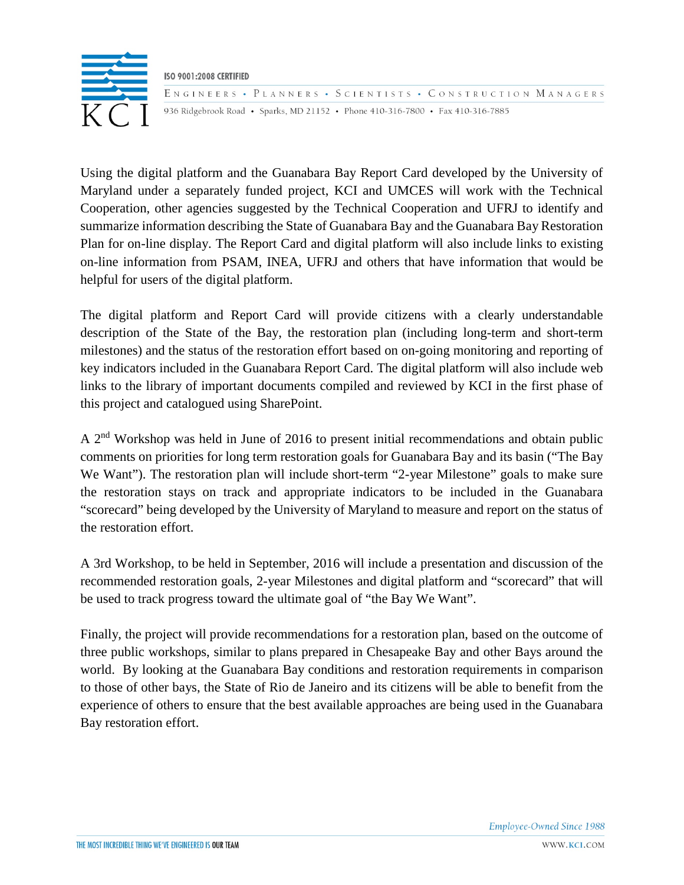Using the digital platform and the Guanabara Bay Report Card developed by the University of Maryland under a separately funded project, KCI and UMCES will work with the Technical Cooperation, other agencies suggested by the Technical Cooperation and UFRJ to identify and summarize information describing the State of Guanabara Bay and the Guanabara Bay Restoration Plan for on-line display. The Report Card and digital platform will also include links to existing on-line information from PSAM, INEA, UFRJ and others that have information that would be helpful for users of the digital platform.

The digital platform and Report Card will provide citizens with a clearly understandable description of the State of the Bay, the restoration plan (including long-term and short-term milestones) and the status of the restoration effort based on on-going monitoring and reporting of key indicators included in the Guanabara Report Card. The digital platform will also include web links to the library of important documents compiled and reviewed by KCI in the first phase of this project and catalogued using SharePoint.

A 2nd Workshop was held in June of 2016 to present initial recommendations and obtain public comments on priorities for long term restoration goals for Guanabara Bay and its basin ("The Bay We Want"). The restoration plan will include short-term "2-year Milestone" goals to make sure the restoration stays on track and appropriate indicators to be included in the Guanabara "scorecard" being developed by the University of Maryland to measure and report on the status of the restoration effort.

A 3rd Workshop, to be held in September, 2016 will include a presentation and discussion of the recommended restoration goals, 2-year Milestones and digital platform and "scorecard" that will be used to track progress toward the ultimate goal of "the Bay We Want".

Finally, the project will provide recommendations for a restoration plan, based on the outcome of three public workshops, similar to plans prepared in Chesapeake Bay and other Bays around the world. By looking at the Guanabara Bay conditions and restoration requirements in comparison to those of other bays, the State of Rio de Janeiro and its citizens will be able to benefit from the experience of others to ensure that the best available approaches are being used in the Guanabara Bay restoration effort.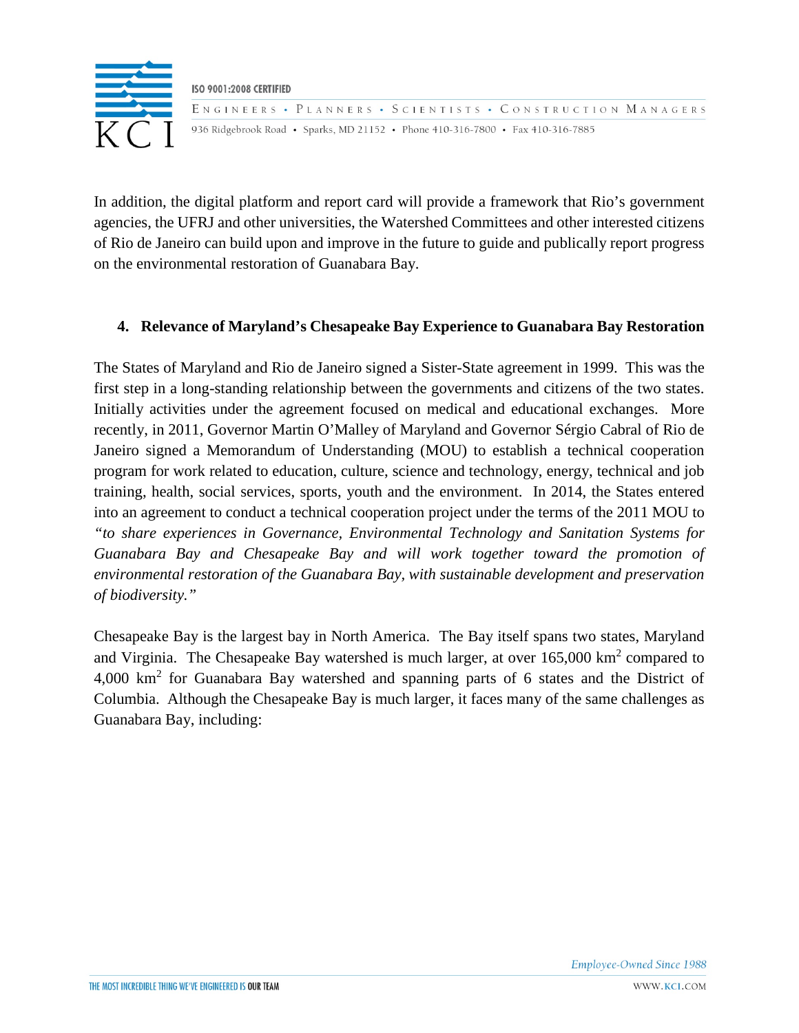In addition, the digital platform and report card will provide a framework that Rio's government agencies, the UFRJ and other universities, the Watershed Committees and other interested citizens of Rio de Janeiro can build upon and improve in the future to guide and publically report progress on the environmental restoration of Guanabara Bay.

## 4. Relevance of Maryland's Chesapeake Bay Experience to Guanabara Bay Restoration

The States of Maryland and Rio de Janeiro signed a Sister-State agreement in 1999. This was the first step in a long-standing relationship between the governments and citizens of the two states. Initially activities under the agreement focused on medical and educational exchanges. More recently, in 2011, Governor Martin O'Malley of Maryland and Governor Sérgio Cabral of Rio de Janeiro signed a Memorandum of Understanding (MOU) to establish a technical cooperation program for work related to education, culture, science and technology, energy, technical and job training, health, social services, sports, youth and the environment. In 2014, the States entered into an agreement to conduct a technical cooperation project under the terms of the 2011 MOU to *"to share experiences in Governance, Environmental Technology and Sanitation Systems for Guanabara Bay and Chesapeake Bay and will work together toward the promotion of environmental restoration of the Guanabara Bay, with sustainable development and preservation of biodiversity."*

Chesapeake Bay is the largest bay in North America. The Bay itself spans two states, Maryland and Virginia. The Chesapeake Bay watershed is much larger, at over 165,000 $km^2$ compared to 4,000 $km^2$ for Guanabara Bay watershed and spanning parts of 6 states and the District of Columbia. Although the Chesapeake Bay is much larger, it faces many of the same challenges as Guanabara Bay, including: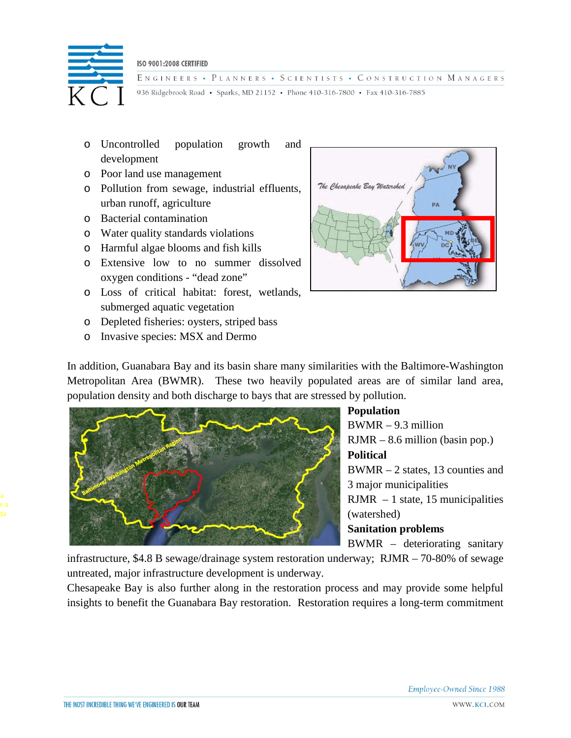- Uncontrolled population growth and development
- Poor land use management
- Pollution from sewage, industrial effluents, urban runoff, agriculture
- Bacterial contamination
- Water quality standards violations
- Harmful algae blooms and fish kills
- Extensive low to no summer dissolved oxygen conditions - “dead zone”
- Loss of critical habitat: forest, wetlands, submerged aquatic vegetation
- Depleted fisheries: oysters, striped bass
- Invasive species: MSX and Dermo

In addition, Guanabara Bay and its basin share many similarities with the Baltimore-Washington Metropolitan Area (BWMR). These two heavily populated areas are of similar land area, population density and both discharge to bays that are stressed by pollution.

**Population**
BWMR – 9.3 million
RJMR – 8.6 million (basin pop.)

**Political**
BWMR – 2 states, 13 counties and 3 major municipalities
RJMR – 1 state, 15 municipalities (watershed)

**Sanitation problems**
BWMR – deteriorating sanitary infrastructure, $4.8 B sewage/drainage system restoration underway; RJMR – 70-80% of sewage untreated, major infrastructure development is underway.

Chesapeake Bay is also further along in the restoration process and may provide some helpful insights to benefit the Guanabara Bay restoration. Restoration requires a long-term commitment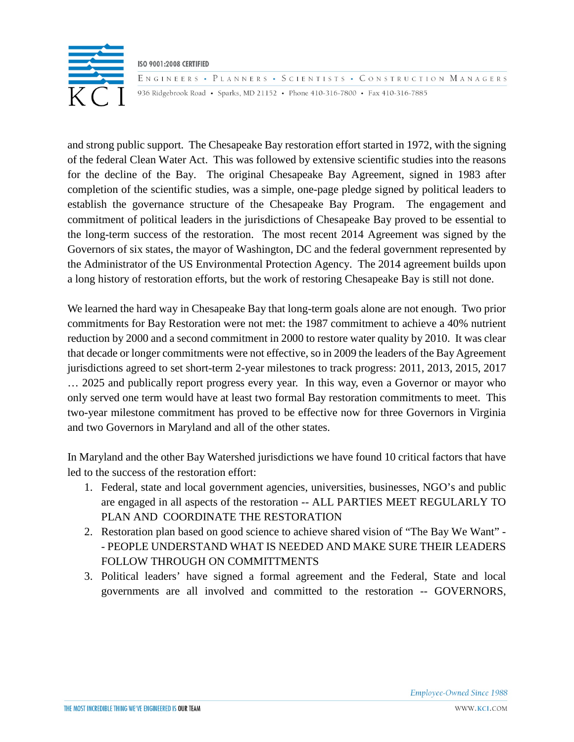and strong public support. The Chesapeake Bay restoration effort started in 1972, with the signing of the federal Clean Water Act. This was followed by extensive scientific studies into the reasons for the decline of the Bay. The original Chesapeake Bay Agreement, signed in 1983 after completion of the scientific studies, was a simple, one-page pledge signed by political leaders to establish the governance structure of the Chesapeake Bay Program. The engagement and commitment of political leaders in the jurisdictions of Chesapeake Bay proved to be essential to the long-term success of the restoration. The most recent 2014 Agreement was signed by the Governors of six states, the mayor of Washington, DC and the federal government represented by the Administrator of the US Environmental Protection Agency. The 2014 agreement builds upon a long history of restoration efforts, but the work of restoring Chesapeake Bay is still not done.

We learned the hard way in Chesapeake Bay that long-term goals alone are not enough. Two prior commitments for Bay Restoration were not met: the 1987 commitment to achieve a 40% nutrient reduction by 2000 and a second commitment in 2000 to restore water quality by 2010. It was clear that decade or longer commitments were not effective, so in 2009 the leaders of the Bay Agreement jurisdictions agreed to set short-term 2-year milestones to track progress: 2011, 2013, 2015, 2017 … 2025 and publically report progress every year. In this way, even a Governor or mayor who only served one term would have at least two formal Bay restoration commitments to meet. This two-year milestone commitment has proved to be effective now for three Governors in Virginia and two Governors in Maryland and all of the other states.

In Maryland and the other Bay Watershed jurisdictions we have found 10 critical factors that have led to the success of the restoration effort:

1. Federal, state and local government agencies, universities, businesses, NGO's and public are engaged in all aspects of the restoration -- ALL PARTIES MEET REGULARLY TO PLAN AND COORDINATE THE RESTORATION
2. Restoration plan based on good science to achieve shared vision of "The Bay We Want" -- PEOPLE UNDERSTAND WHAT IS NEEDED AND MAKE SURE THEIR LEADERS FOLLOW THROUGH ON COMMITTMENTS
3. Political leaders' have signed a formal agreement and the Federal, State and local governments are all involved and committed to the restoration -- GOVERNORS,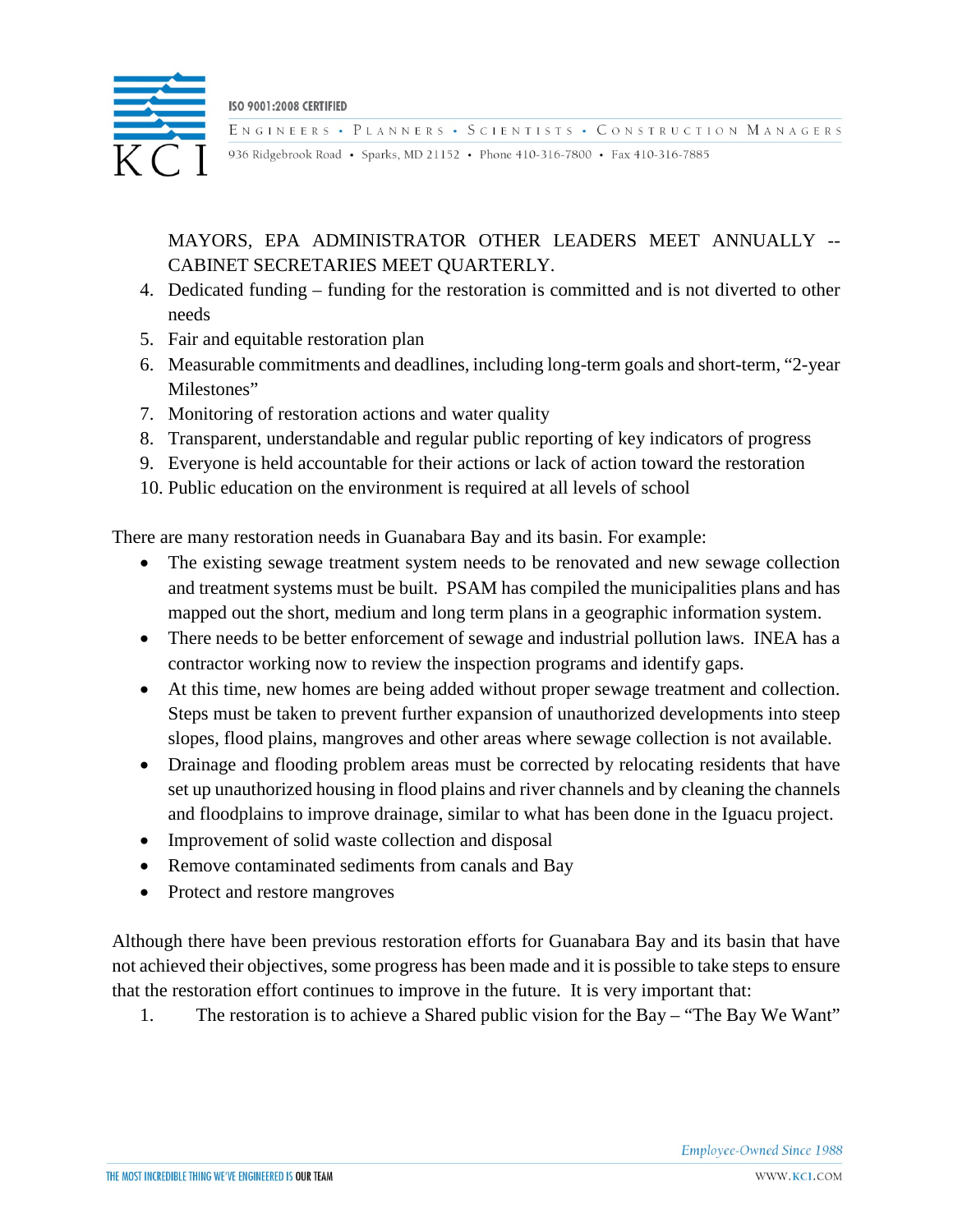MAYORS, EPA ADMINISTRATOR OTHER LEADERS MEET ANNUALLY -- CABINET SECRETARIES MEET QUARTERLY.

4. Dedicated funding – funding for the restoration is committed and is not diverted to other needs
5. Fair and equitable restoration plan
6. Measurable commitments and deadlines, including long-term goals and short-term, "2-year Milestones"
7. Monitoring of restoration actions and water quality
8. Transparent, understandable and regular public reporting of key indicators of progress
9. Everyone is held accountable for their actions or lack of action toward the restoration
10. Public education on the environment is required at all levels of school

There are many restoration needs in Guanabara Bay and its basin. For example:

- The existing sewage treatment system needs to be renovated and new sewage collection and treatment systems must be built. PSAM has compiled the municipalities plans and has mapped out the short, medium and long term plans in a geographic information system.
- There needs to be better enforcement of sewage and industrial pollution laws. INEA has a contractor working now to review the inspection programs and identify gaps.
- At this time, new homes are being added without proper sewage treatment and collection. Steps must be taken to prevent further expansion of unauthorized developments into steep slopes, flood plains, mangroves and other areas where sewage collection is not available.
- Drainage and flooding problem areas must be corrected by relocating residents that have set up unauthorized housing in flood plains and river channels and by cleaning the channels and floodplains to improve drainage, similar to what has been done in the Iguacu project.
- Improvement of solid waste collection and disposal
- Remove contaminated sediments from canals and Bay
- Protect and restore mangroves

Although there have been previous restoration efforts for Guanabara Bay and its basin that have not achieved their objectives, some progress has been made and it is possible to take steps to ensure that the restoration effort continues to improve in the future. It is very important that:

1. The restoration is to achieve a Shared public vision for the Bay – "The Bay We Want"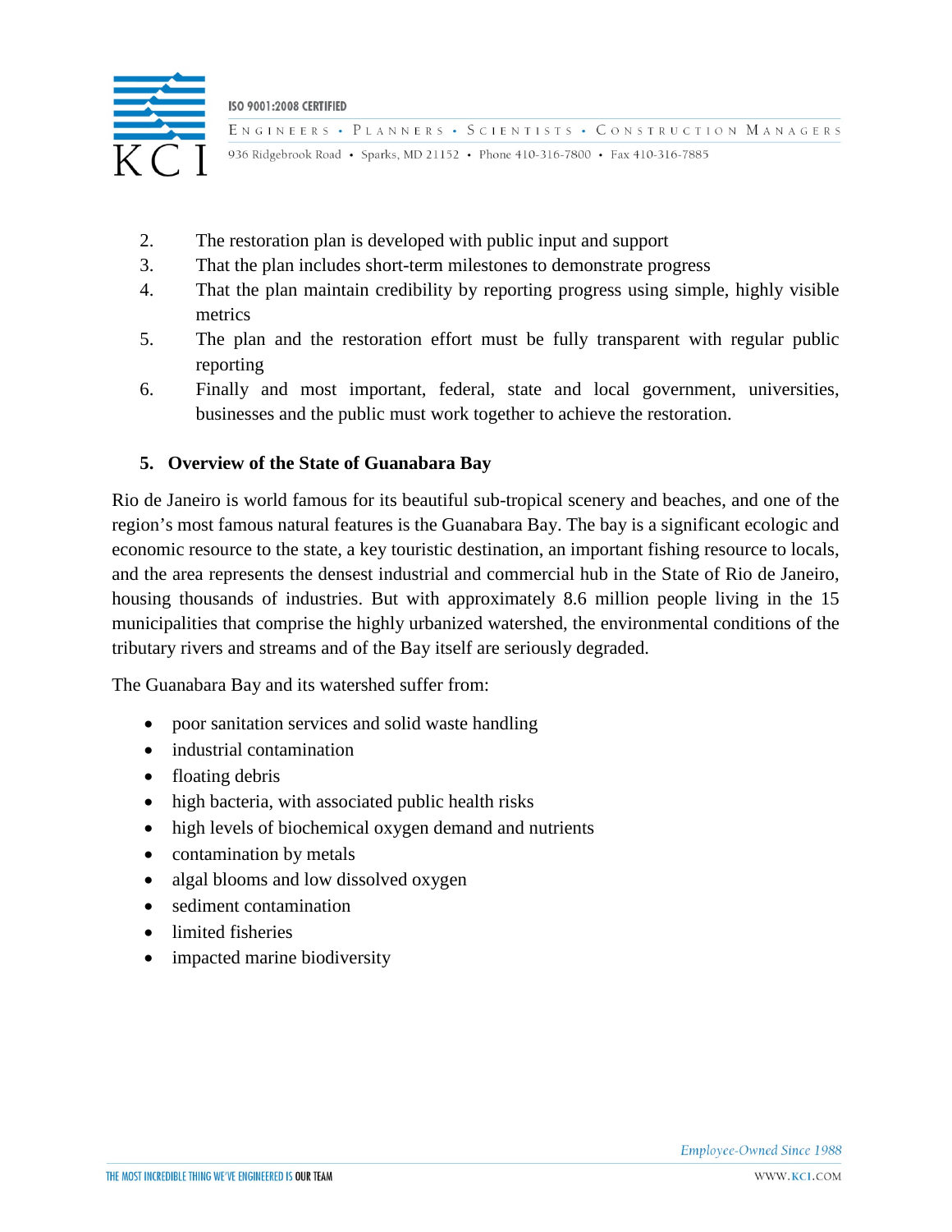2. The restoration plan is developed with public input and support
3. That the plan includes short-term milestones to demonstrate progress
4. That the plan maintain credibility by reporting progress using simple, highly visible metrics
5. The plan and the restoration effort must be fully transparent with regular public reporting
6. Finally and most important, federal, state and local government, universities, businesses and the public must work together to achieve the restoration.

## 5. Overview of the State of Guanabara Bay

Rio de Janeiro is world famous for its beautiful sub-tropical scenery and beaches, and one of the region's most famous natural features is the Guanabara Bay. The bay is a significant ecologic and economic resource to the state, a key touristic destination, an important fishing resource to locals, and the area represents the densest industrial and commercial hub in the State of Rio de Janeiro, housing thousands of industries. But with approximately 8.6 million people living in the 15 municipalities that comprise the highly urbanized watershed, the environmental conditions of the tributary rivers and streams and of the Bay itself are seriously degraded.

The Guanabara Bay and its watershed suffer from:

- poor sanitation services and solid waste handling
- industrial contamination
- floating debris
- high bacteria, with associated public health risks
- high levels of biochemical oxygen demand and nutrients
- contamination by metals
- algal blooms and low dissolved oxygen
- sediment contamination
- limited fisheries
- impacted marine biodiversity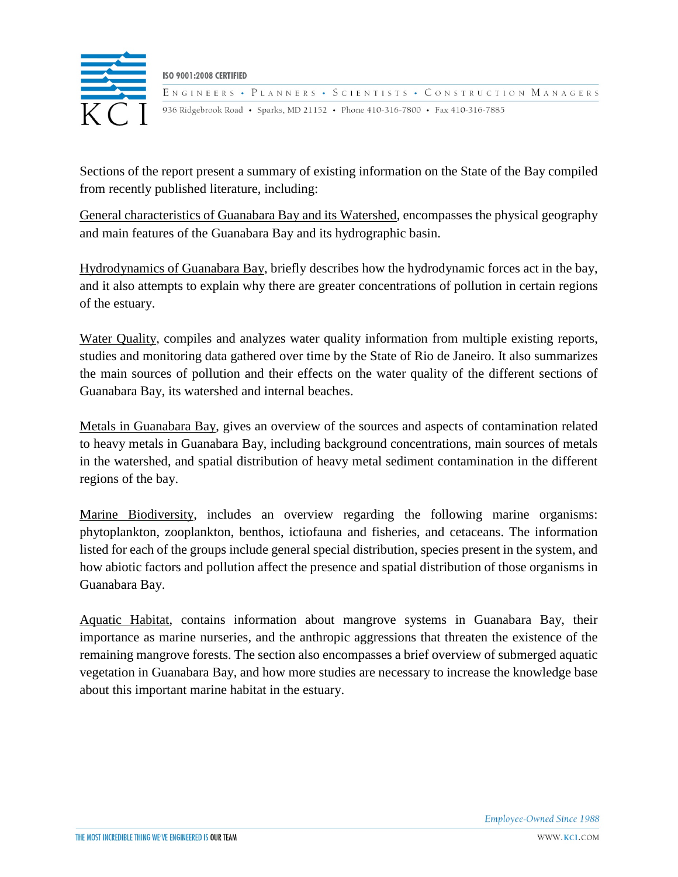Sections of the report present a summary of existing information on the State of the Bay compiled from recently published literature, including:

General characteristics of Guanabara Bay and its Watershed, encompasses the physical geography and main features of the Guanabara Bay and its hydrographic basin.

Hydrodynamics of Guanabara Bay, briefly describes how the hydrodynamic forces act in the bay, and it also attempts to explain why there are greater concentrations of pollution in certain regions of the estuary.

Water Quality, compiles and analyzes water quality information from multiple existing reports, studies and monitoring data gathered over time by the State of Rio de Janeiro. It also summarizes the main sources of pollution and their effects on the water quality of the different sections of Guanabara Bay, its watershed and internal beaches.

Metals in Guanabara Bay, gives an overview of the sources and aspects of contamination related to heavy metals in Guanabara Bay, including background concentrations, main sources of metals in the watershed, and spatial distribution of heavy metal sediment contamination in the different regions of the bay.

Marine Biodiversity, includes an overview regarding the following marine organisms: phytoplankton, zooplankton, benthos, ictiofauna and fisheries, and cetaceans. The information listed for each of the groups include general special distribution, species present in the system, and how abiotic factors and pollution affect the presence and spatial distribution of those organisms in Guanabara Bay.

Aquatic Habitat, contains information about mangrove systems in Guanabara Bay, their importance as marine nurseries, and the anthropic aggressions that threaten the existence of the remaining mangrove forests. The section also encompasses a brief overview of submerged aquatic vegetation in Guanabara Bay, and how more studies are necessary to increase the knowledge base about this important marine habitat in the estuary.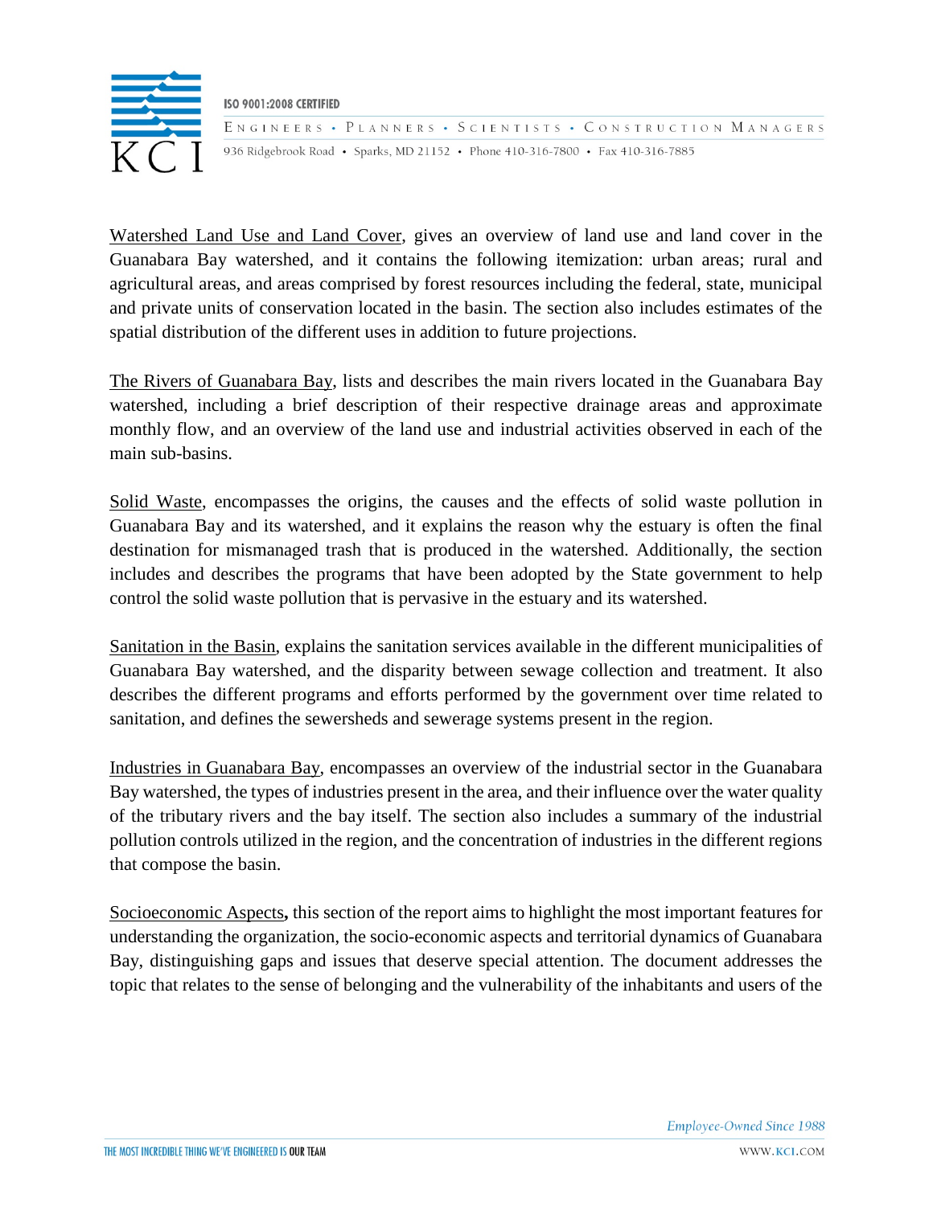Watershed Land Use and Land Cover, gives an overview of land use and land cover in the Guanabara Bay watershed, and it contains the following itemization: urban areas; rural and agricultural areas, and areas comprised by forest resources including the federal, state, municipal and private units of conservation located in the basin. The section also includes estimates of the spatial distribution of the different uses in addition to future projections.

The Rivers of Guanabara Bay, lists and describes the main rivers located in the Guanabara Bay watershed, including a brief description of their respective drainage areas and approximate monthly flow, and an overview of the land use and industrial activities observed in each of the main sub-basins.

Solid Waste, encompasses the origins, the causes and the effects of solid waste pollution in Guanabara Bay and its watershed, and it explains the reason why the estuary is often the final destination for mismanaged trash that is produced in the watershed. Additionally, the section includes and describes the programs that have been adopted by the State government to help control the solid waste pollution that is pervasive in the estuary and its watershed.

Sanitation in the Basin, explains the sanitation services available in the different municipalities of Guanabara Bay watershed, and the disparity between sewage collection and treatment. It also describes the different programs and efforts performed by the government over time related to sanitation, and defines the sewersheds and sewerage systems present in the region.

Industries in Guanabara Bay, encompasses an overview of the industrial sector in the Guanabara Bay watershed, the types of industries present in the area, and their influence over the water quality of the tributary rivers and the bay itself. The section also includes a summary of the industrial pollution controls utilized in the region, and the concentration of industries in the different regions that compose the basin.

Socioeconomic Aspects**,** this section of the report aims to highlight the most important features for understanding the organization, the socio-economic aspects and territorial dynamics of Guanabara Bay, distinguishing gaps and issues that deserve special attention. The document addresses the topic that relates to the sense of belonging and the vulnerability of the inhabitants and users of the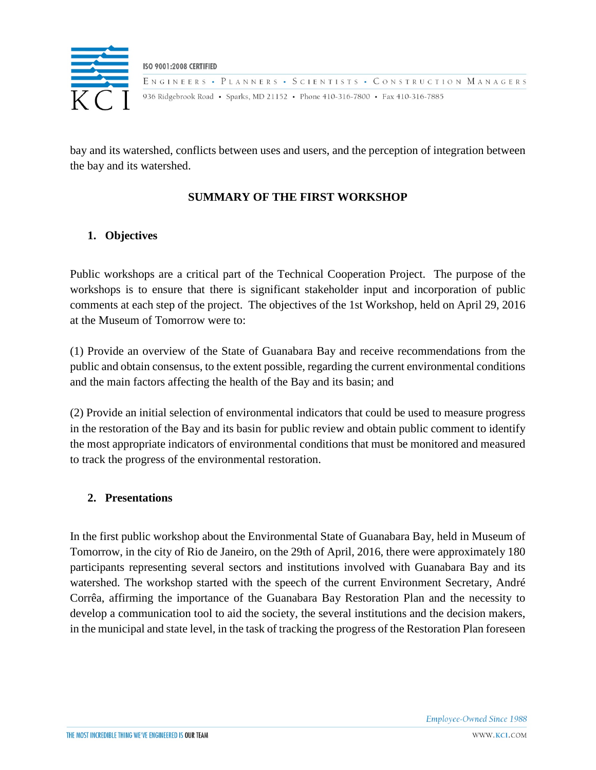bay and its watershed, conflicts between uses and users, and the perception of integration between the bay and its watershed.

## SUMMARY OF THE FIRST WORKSHOP

### 1. Objectives

Public workshops are a critical part of the Technical Cooperation Project. The purpose of the workshops is to ensure that there is significant stakeholder input and incorporation of public comments at each step of the project. The objectives of the 1st Workshop, held on April 29, 2016 at the Museum of Tomorrow were to:

(1) Provide an overview of the State of Guanabara Bay and receive recommendations from the public and obtain consensus, to the extent possible, regarding the current environmental conditions and the main factors affecting the health of the Bay and its basin; and

(2) Provide an initial selection of environmental indicators that could be used to measure progress in the restoration of the Bay and its basin for public review and obtain public comment to identify the most appropriate indicators of environmental conditions that must be monitored and measured to track the progress of the environmental restoration.

### 2. Presentations

In the first public workshop about the Environmental State of Guanabara Bay, held in Museum of Tomorrow, in the city of Rio de Janeiro, on the 29th of April, 2016, there were approximately 180 participants representing several sectors and institutions involved with Guanabara Bay and its watershed. The workshop started with the speech of the current Environment Secretary, André Corrêa, affirming the importance of the Guanabara Bay Restoration Plan and the necessity to develop a communication tool to aid the society, the several institutions and the decision makers, in the municipal and state level, in the task of tracking the progress of the Restoration Plan foreseen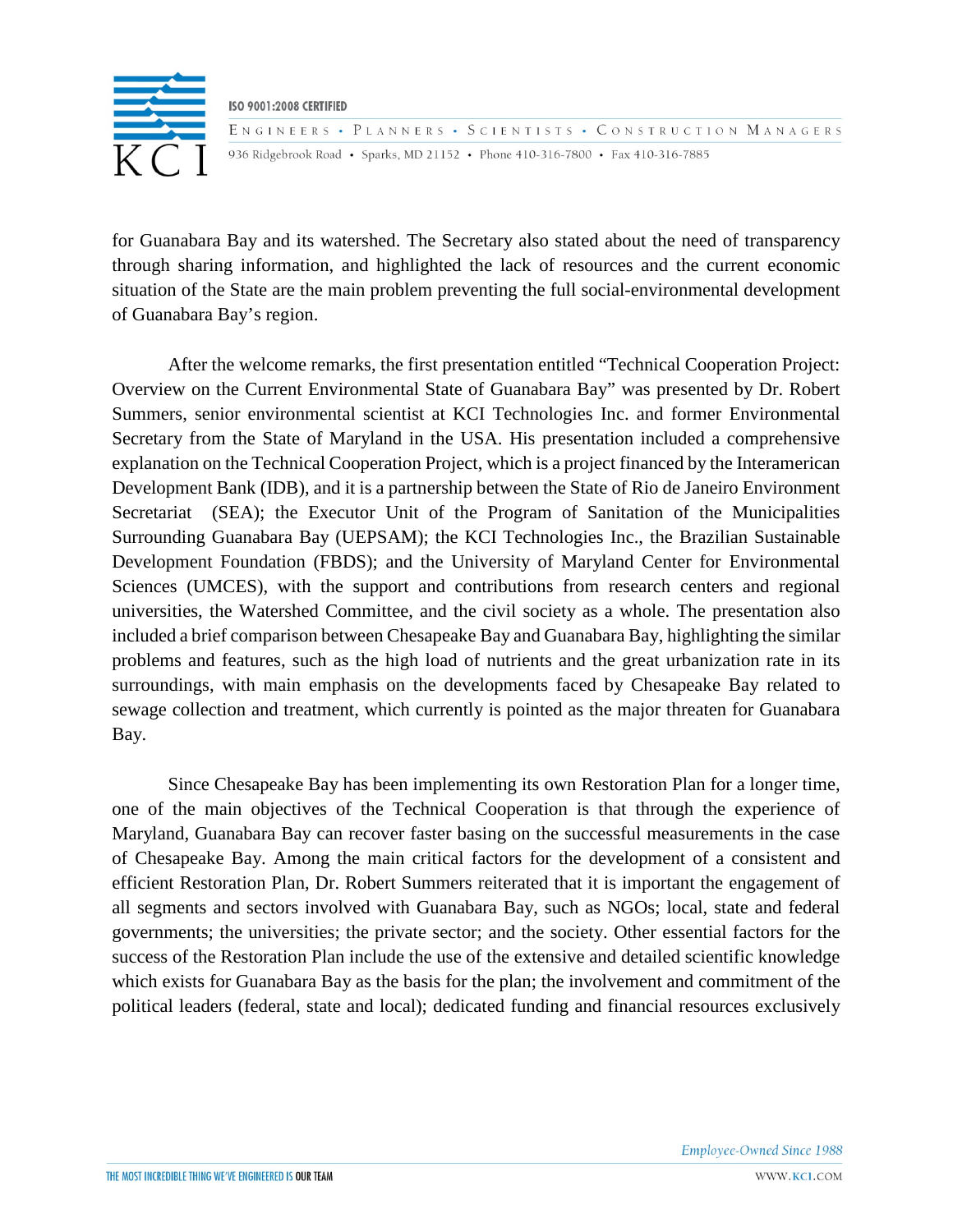for Guanabara Bay and its watershed. The Secretary also stated about the need of transparency through sharing information, and highlighted the lack of resources and the current economic situation of the State are the main problem preventing the full social-environmental development of Guanabara Bay's region.

After the welcome remarks, the first presentation entitled "Technical Cooperation Project: Overview on the Current Environmental State of Guanabara Bay" was presented by Dr. Robert Summers, senior environmental scientist at KCI Technologies Inc. and former Environmental Secretary from the State of Maryland in the USA. His presentation included a comprehensive explanation on the Technical Cooperation Project, which is a project financed by the Interamerican Development Bank (IDB), and it is a partnership between the State of Rio de Janeiro Environment Secretariat (SEA); the Executor Unit of the Program of Sanitation of the Municipalities Surrounding Guanabara Bay (UEPSAM); the KCI Technologies Inc., the Brazilian Sustainable Development Foundation (FBDS); and the University of Maryland Center for Environmental Sciences (UMCES), with the support and contributions from research centers and regional universities, the Watershed Committee, and the civil society as a whole. The presentation also included a brief comparison between Chesapeake Bay and Guanabara Bay, highlighting the similar problems and features, such as the high load of nutrients and the great urbanization rate in its surroundings, with main emphasis on the developments faced by Chesapeake Bay related to sewage collection and treatment, which currently is pointed as the major threaten for Guanabara Bay.

Since Chesapeake Bay has been implementing its own Restoration Plan for a longer time, one of the main objectives of the Technical Cooperation is that through the experience of Maryland, Guanabara Bay can recover faster basing on the successful measurements in the case of Chesapeake Bay. Among the main critical factors for the development of a consistent and efficient Restoration Plan, Dr. Robert Summers reiterated that it is important the engagement of all segments and sectors involved with Guanabara Bay, such as NGOs; local, state and federal governments; the universities; the private sector; and the society. Other essential factors for the success of the Restoration Plan include the use of the extensive and detailed scientific knowledge which exists for Guanabara Bay as the basis for the plan; the involvement and commitment of the political leaders (federal, state and local); dedicated funding and financial resources exclusively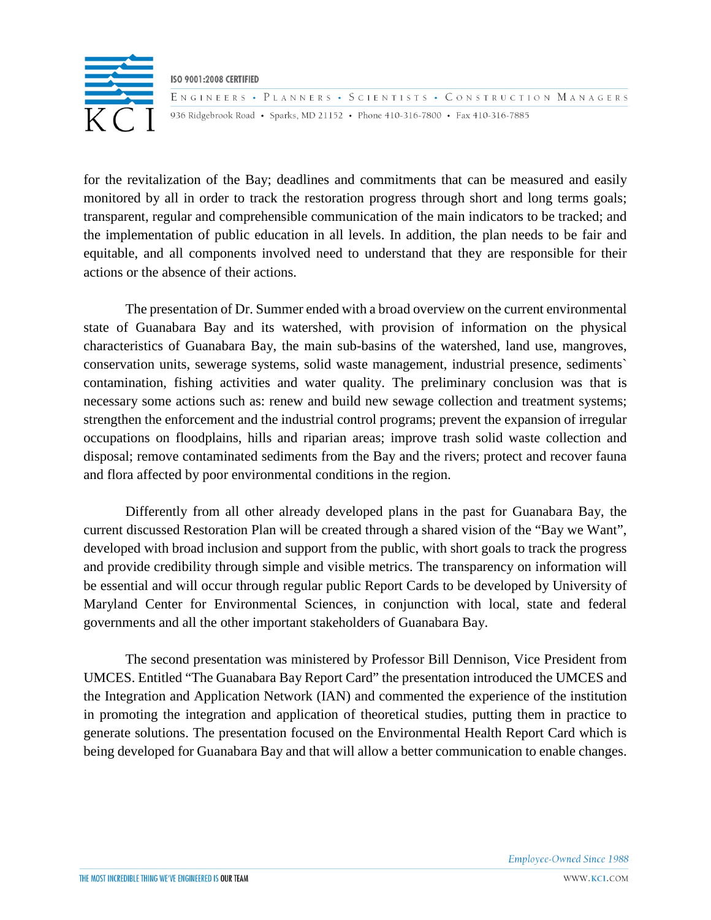for the revitalization of the Bay; deadlines and commitments that can be measured and easily monitored by all in order to track the restoration progress through short and long terms goals; transparent, regular and comprehensible communication of the main indicators to be tracked; and the implementation of public education in all levels. In addition, the plan needs to be fair and equitable, and all components involved need to understand that they are responsible for their actions or the absence of their actions.

The presentation of Dr. Summer ended with a broad overview on the current environmental state of Guanabara Bay and its watershed, with provision of information on the physical characteristics of Guanabara Bay, the main sub-basins of the watershed, land use, mangroves, conservation units, sewerage systems, solid waste management, industrial presence, sediments` contamination, fishing activities and water quality. The preliminary conclusion was that is necessary some actions such as: renew and build new sewage collection and treatment systems; strengthen the enforcement and the industrial control programs; prevent the expansion of irregular occupations on floodplains, hills and riparian areas; improve trash solid waste collection and disposal; remove contaminated sediments from the Bay and the rivers; protect and recover fauna and flora affected by poor environmental conditions in the region.

Differently from all other already developed plans in the past for Guanabara Bay, the current discussed Restoration Plan will be created through a shared vision of the "Bay we Want", developed with broad inclusion and support from the public, with short goals to track the progress and provide credibility through simple and visible metrics. The transparency on information will be essential and will occur through regular public Report Cards to be developed by University of Maryland Center for Environmental Sciences, in conjunction with local, state and federal governments and all the other important stakeholders of Guanabara Bay.

The second presentation was ministered by Professor Bill Dennison, Vice President from UMCES. Entitled "The Guanabara Bay Report Card" the presentation introduced the UMCES and the Integration and Application Network (IAN) and commented the experience of the institution in promoting the integration and application of theoretical studies, putting them in practice to generate solutions. The presentation focused on the Environmental Health Report Card which is being developed for Guanabara Bay and that will allow a better communication to enable changes.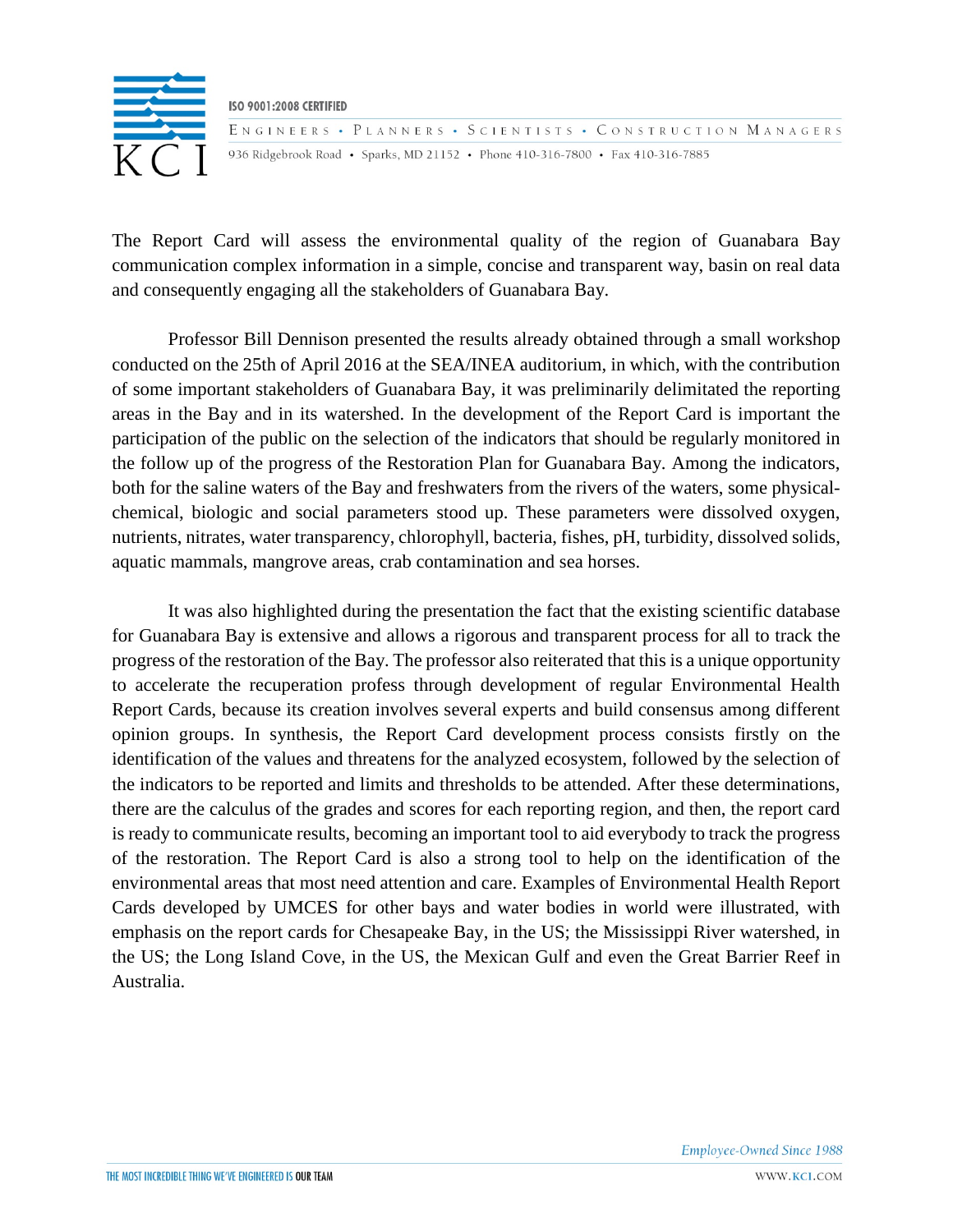The Report Card will assess the environmental quality of the region of Guanabara Bay communication complex information in a simple, concise and transparent way, basin on real data and consequently engaging all the stakeholders of Guanabara Bay.

Professor Bill Dennison presented the results already obtained through a small workshop conducted on the 25th of April 2016 at the SEA/INEA auditorium, in which, with the contribution of some important stakeholders of Guanabara Bay, it was preliminarily delimitated the reporting areas in the Bay and in its watershed. In the development of the Report Card is important the participation of the public on the selection of the indicators that should be regularly monitored in the follow up of the progress of the Restoration Plan for Guanabara Bay. Among the indicators, both for the saline waters of the Bay and freshwaters from the rivers of the waters, some physical-chemical, biologic and social parameters stood up. These parameters were dissolved oxygen, nutrients, nitrates, water transparency, chlorophyll, bacteria, fishes, pH, turbidity, dissolved solids, aquatic mammals, mangrove areas, crab contamination and sea horses.

It was also highlighted during the presentation the fact that the existing scientific database for Guanabara Bay is extensive and allows a rigorous and transparent process for all to track the progress of the restoration of the Bay. The professor also reiterated that this is a unique opportunity to accelerate the recuperation profess through development of regular Environmental Health Report Cards, because its creation involves several experts and build consensus among different opinion groups. In synthesis, the Report Card development process consists firstly on the identification of the values and threatens for the analyzed ecosystem, followed by the selection of the indicators to be reported and limits and thresholds to be attended. After these determinations, there are the calculus of the grades and scores for each reporting region, and then, the report card is ready to communicate results, becoming an important tool to aid everybody to track the progress of the restoration. The Report Card is also a strong tool to help on the identification of the environmental areas that most need attention and care. Examples of Environmental Health Report Cards developed by UMCES for other bays and water bodies in world were illustrated, with emphasis on the report cards for Chesapeake Bay, in the US; the Mississippi River watershed, in the US; the Long Island Cove, in the US, the Mexican Gulf and even the Great Barrier Reef in Australia.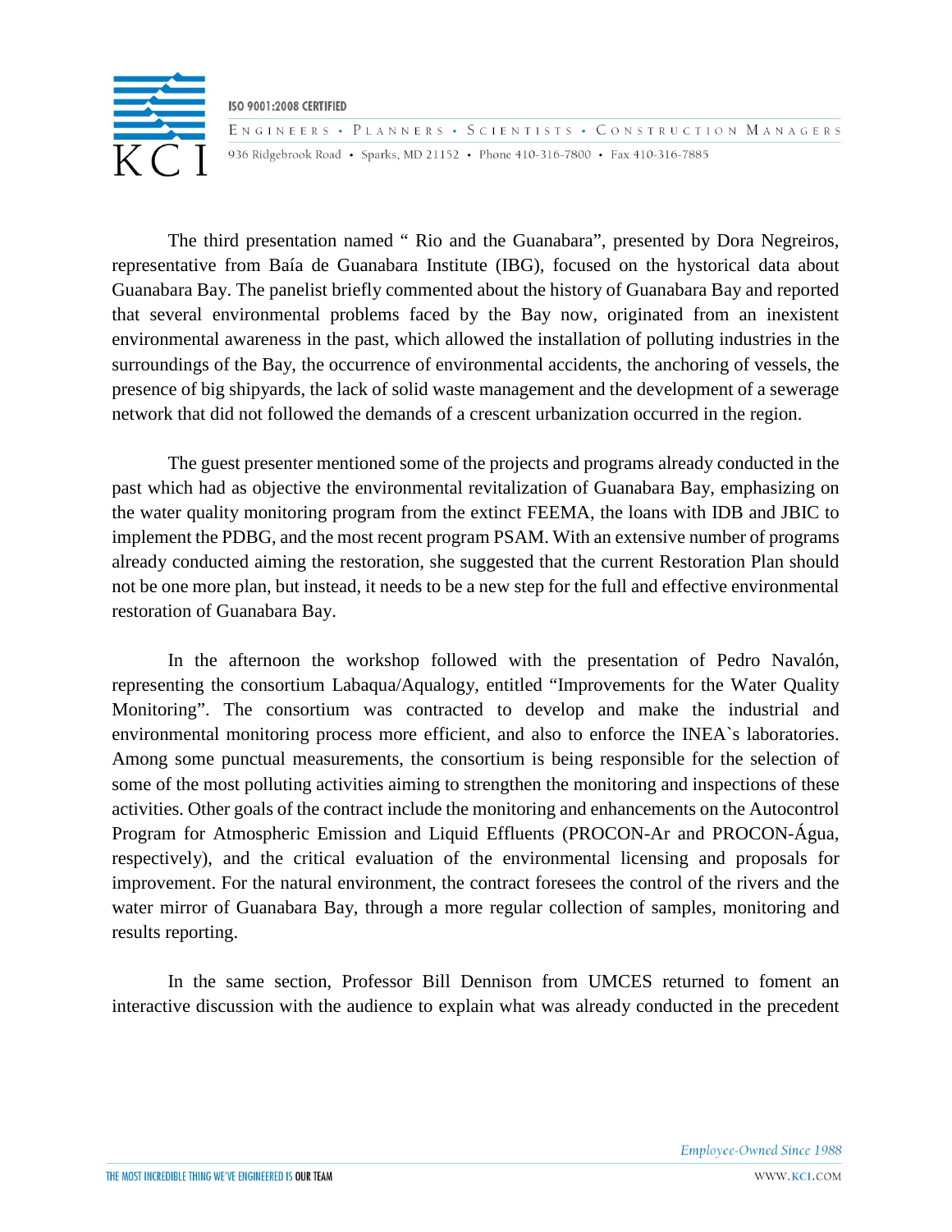The third presentation named " Rio and the Guanabara", presented by Dora Negreiros, representative from Baía de Guanabara Institute (IBG), focused on the hystorical data about Guanabara Bay. The panelist briefly commented about the history of Guanabara Bay and reported that several environmental problems faced by the Bay now, originated from an inexistent environmental awareness in the past, which allowed the installation of polluting industries in the surroundings of the Bay, the occurrence of environmental accidents, the anchoring of vessels, the presence of big shipyards, the lack of solid waste management and the development of a sewerage network that did not followed the demands of a crescent urbanization occurred in the region.

The guest presenter mentioned some of the projects and programs already conducted in the past which had as objective the environmental revitalization of Guanabara Bay, emphasizing on the water quality monitoring program from the extinct FEEMA, the loans with IDB and JBIC to implement the PDBG, and the most recent program PSAM. With an extensive number of programs already conducted aiming the restoration, she suggested that the current Restoration Plan should not be one more plan, but instead, it needs to be a new step for the full and effective environmental restoration of Guanabara Bay.

In the afternoon the workshop followed with the presentation of Pedro Navalón, representing the consortium Labaqua/Aqualogy, entitled "Improvements for the Water Quality Monitoring". The consortium was contracted to develop and make the industrial and environmental monitoring process more efficient, and also to enforce the INEA`s laboratories. Among some punctual measurements, the consortium is being responsible for the selection of some of the most polluting activities aiming to strengthen the monitoring and inspections of these activities. Other goals of the contract include the monitoring and enhancements on the Autocontrol Program for Atmospheric Emission and Liquid Effluents (PROCON-Ar and PROCON-Água, respectively), and the critical evaluation of the environmental licensing and proposals for improvement. For the natural environment, the contract foresees the control of the rivers and the water mirror of Guanabara Bay, through a more regular collection of samples, monitoring and results reporting.

In the same section, Professor Bill Dennison from UMCES returned to foment an interactive discussion with the audience to explain what was already conducted in the precedent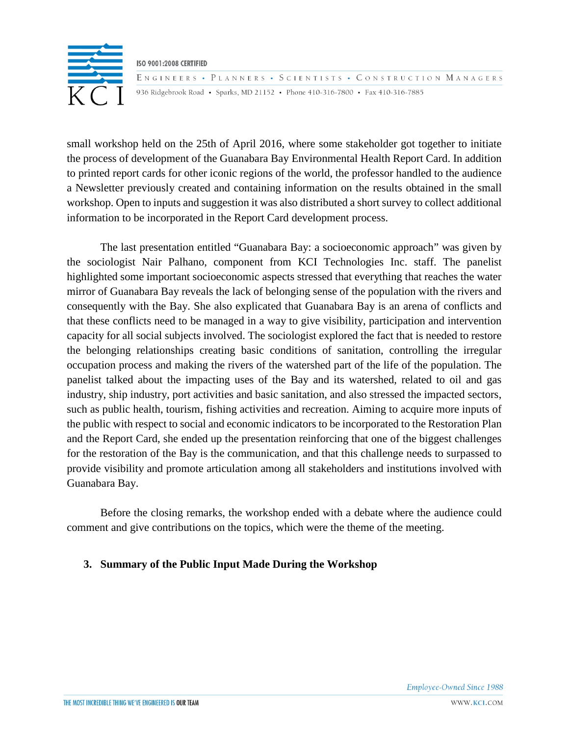small workshop held on the 25th of April 2016, where some stakeholder got together to initiate the process of development of the Guanabara Bay Environmental Health Report Card. In addition to printed report cards for other iconic regions of the world, the professor handled to the audience a Newsletter previously created and containing information on the results obtained in the small workshop. Open to inputs and suggestion it was also distributed a short survey to collect additional information to be incorporated in the Report Card development process.

The last presentation entitled "Guanabara Bay: a socioeconomic approach" was given by the sociologist Nair Palhano, component from KCI Technologies Inc. staff. The panelist highlighted some important socioeconomic aspects stressed that everything that reaches the water mirror of Guanabara Bay reveals the lack of belonging sense of the population with the rivers and consequently with the Bay. She also explicated that Guanabara Bay is an arena of conflicts and that these conflicts need to be managed in a way to give visibility, participation and intervention capacity for all social subjects involved. The sociologist explored the fact that is needed to restore the belonging relationships creating basic conditions of sanitation, controlling the irregular occupation process and making the rivers of the watershed part of the life of the population. The panelist talked about the impacting uses of the Bay and its watershed, related to oil and gas industry, ship industry, port activities and basic sanitation, and also stressed the impacted sectors, such as public health, tourism, fishing activities and recreation. Aiming to acquire more inputs of the public with respect to social and economic indicators to be incorporated to the Restoration Plan and the Report Card, she ended up the presentation reinforcing that one of the biggest challenges for the restoration of the Bay is the communication, and that this challenge needs to surpassed to provide visibility and promote articulation among all stakeholders and institutions involved with Guanabara Bay.

Before the closing remarks, the workshop ended with a debate where the audience could comment and give contributions on the topics, which were the theme of the meeting.

## 3. Summary of the Public Input Made During the Workshop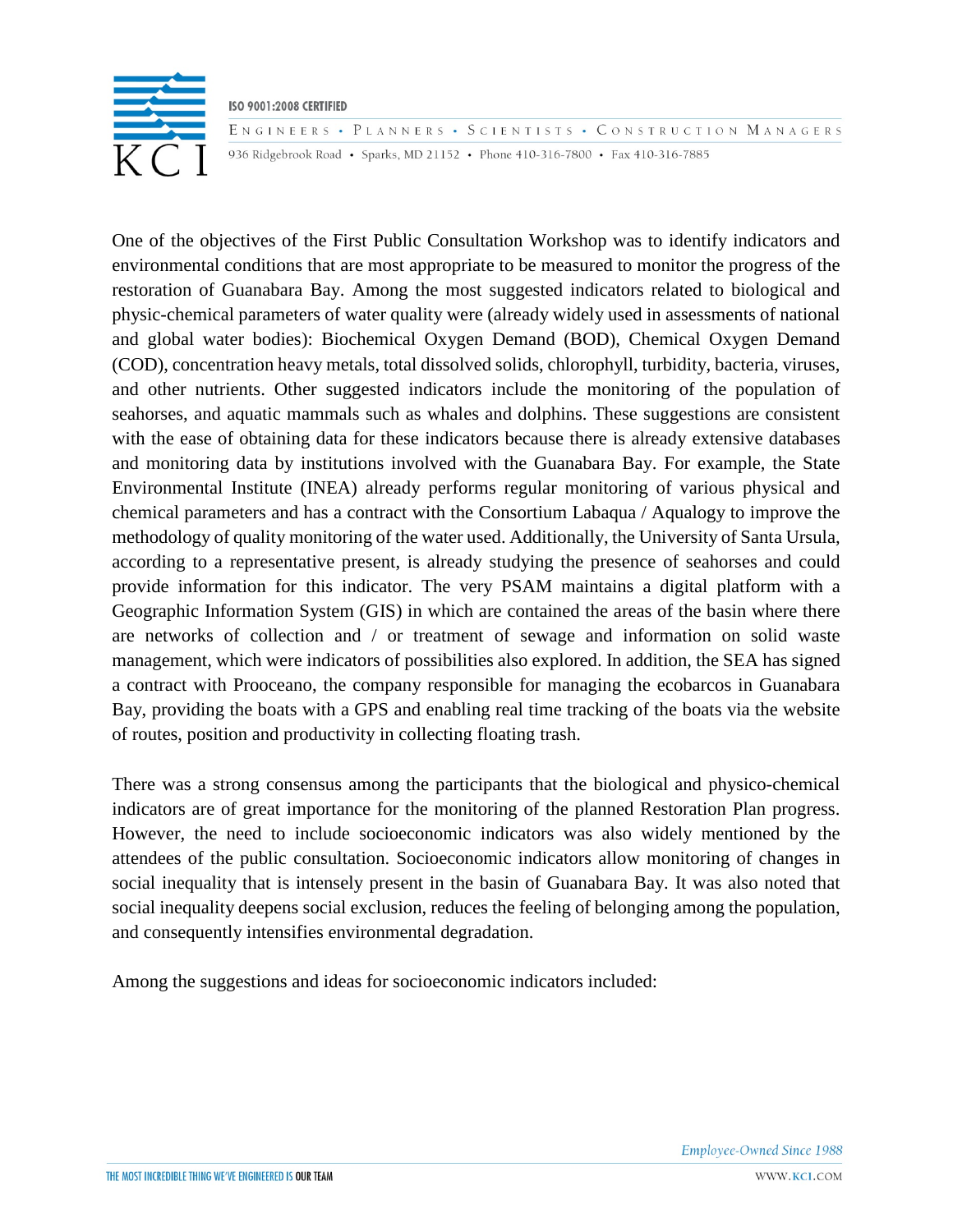One of the objectives of the First Public Consultation Workshop was to identify indicators and environmental conditions that are most appropriate to be measured to monitor the progress of the restoration of Guanabara Bay. Among the most suggested indicators related to biological and physic-chemical parameters of water quality were (already widely used in assessments of national and global water bodies): Biochemical Oxygen Demand (BOD), Chemical Oxygen Demand (COD), concentration heavy metals, total dissolved solids, chlorophyll, turbidity, bacteria, viruses, and other nutrients. Other suggested indicators include the monitoring of the population of seahorses, and aquatic mammals such as whales and dolphins. These suggestions are consistent with the ease of obtaining data for these indicators because there is already extensive databases and monitoring data by institutions involved with the Guanabara Bay. For example, the State Environmental Institute (INEA) already performs regular monitoring of various physical and chemical parameters and has a contract with the Consortium Labaqua / Aqualogy to improve the methodology of quality monitoring of the water used. Additionally, the University of Santa Ursula, according to a representative present, is already studying the presence of seahorses and could provide information for this indicator. The very PSAM maintains a digital platform with a Geographic Information System (GIS) in which are contained the areas of the basin where there are networks of collection and / or treatment of sewage and information on solid waste management, which were indicators of possibilities also explored. In addition, the SEA has signed a contract with Prooceano, the company responsible for managing the ecobarcos in Guanabara Bay, providing the boats with a GPS and enabling real time tracking of the boats via the website of routes, position and productivity in collecting floating trash.

There was a strong consensus among the participants that the biological and physico-chemical indicators are of great importance for the monitoring of the planned Restoration Plan progress. However, the need to include socioeconomic indicators was also widely mentioned by the attendees of the public consultation. Socioeconomic indicators allow monitoring of changes in social inequality that is intensely present in the basin of Guanabara Bay. It was also noted that social inequality deepens social exclusion, reduces the feeling of belonging among the population, and consequently intensifies environmental degradation.

Among the suggestions and ideas for socioeconomic indicators included: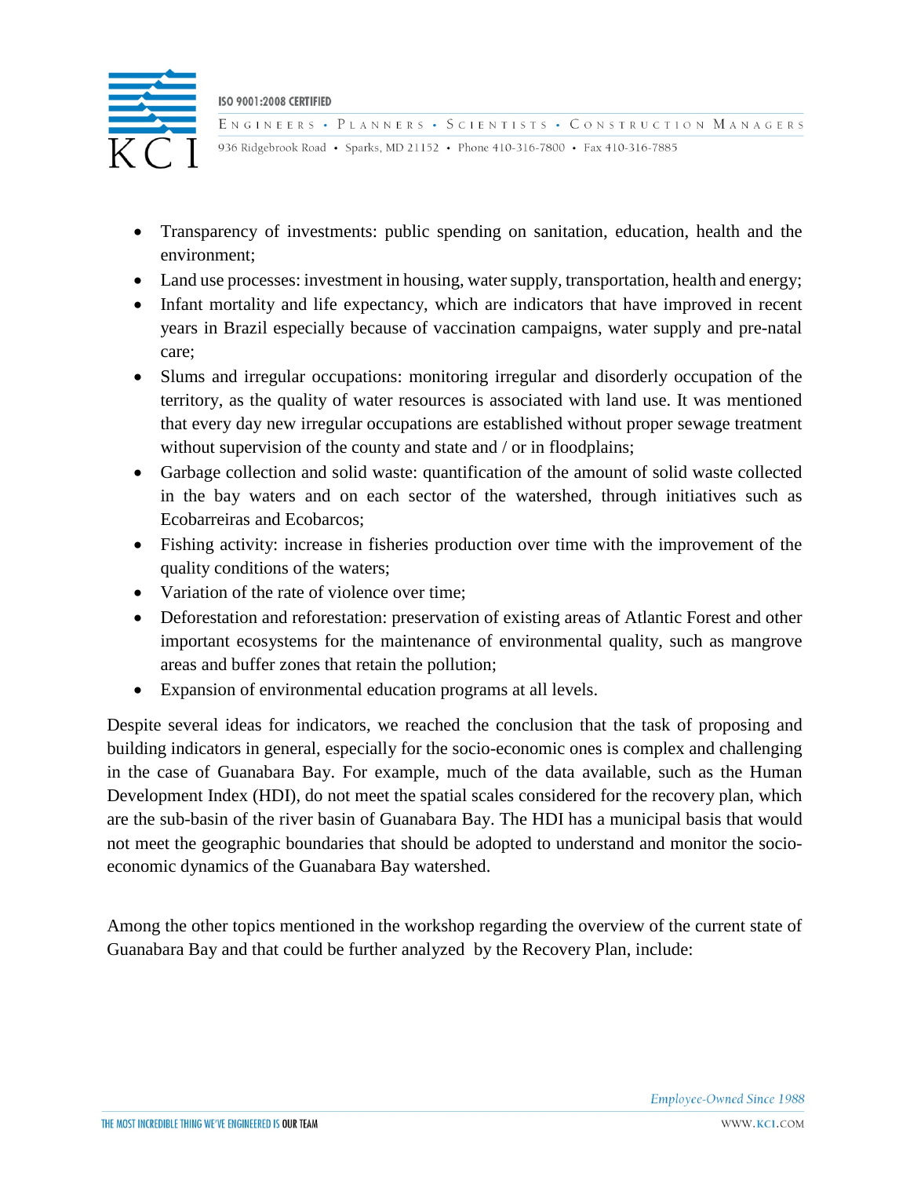- Transparency of investments: public spending on sanitation, education, health and the environment;
- Land use processes: investment in housing, water supply, transportation, health and energy;
- Infant mortality and life expectancy, which are indicators that have improved in recent years in Brazil especially because of vaccination campaigns, water supply and pre-natal care;
- Slums and irregular occupations: monitoring irregular and disorderly occupation of the territory, as the quality of water resources is associated with land use. It was mentioned that every day new irregular occupations are established without proper sewage treatment without supervision of the county and state and / or in floodplains;
- Garbage collection and solid waste: quantification of the amount of solid waste collected in the bay waters and on each sector of the watershed, through initiatives such as Ecobarreiras and Ecobarcos;
- Fishing activity: increase in fisheries production over time with the improvement of the quality conditions of the waters;
- Variation of the rate of violence over time;
- Deforestation and reforestation: preservation of existing areas of Atlantic Forest and other important ecosystems for the maintenance of environmental quality, such as mangrove areas and buffer zones that retain the pollution;
- Expansion of environmental education programs at all levels.

Despite several ideas for indicators, we reached the conclusion that the task of proposing and building indicators in general, especially for the socio-economic ones is complex and challenging in the case of Guanabara Bay. For example, much of the data available, such as the Human Development Index (HDI), do not meet the spatial scales considered for the recovery plan, which are the sub-basin of the river basin of Guanabara Bay. The HDI has a municipal basis that would not meet the geographic boundaries that should be adopted to understand and monitor the socio-economic dynamics of the Guanabara Bay watershed.

Among the other topics mentioned in the workshop regarding the overview of the current state of Guanabara Bay and that could be further analyzed by the Recovery Plan, include: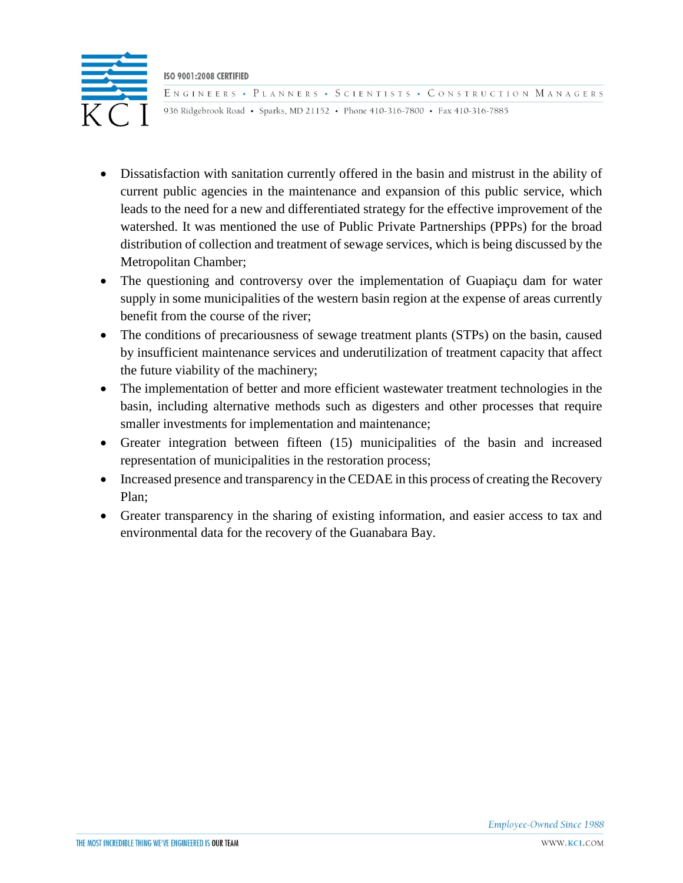- Dissatisfaction with sanitation currently offered in the basin and mistrust in the ability of current public agencies in the maintenance and expansion of this public service, which leads to the need for a new and differentiated strategy for the effective improvement of the watershed. It was mentioned the use of Public Private Partnerships (PPPs) for the broad distribution of collection and treatment of sewage services, which is being discussed by the Metropolitan Chamber;
- The questioning and controversy over the implementation of Guapiaçu dam for water supply in some municipalities of the western basin region at the expense of areas currently benefit from the course of the river;
- The conditions of precariousness of sewage treatment plants (STPs) on the basin, caused by insufficient maintenance services and underutilization of treatment capacity that affect the future viability of the machinery;
- The implementation of better and more efficient wastewater treatment technologies in the basin, including alternative methods such as digesters and other processes that require smaller investments for implementation and maintenance;
- Greater integration between fifteen (15) municipalities of the basin and increased representation of municipalities in the restoration process;
- Increased presence and transparency in the CEDAE in this process of creating the Recovery Plan;
- Greater transparency in the sharing of existing information, and easier access to tax and environmental data for the recovery of the Guanabara Bay.